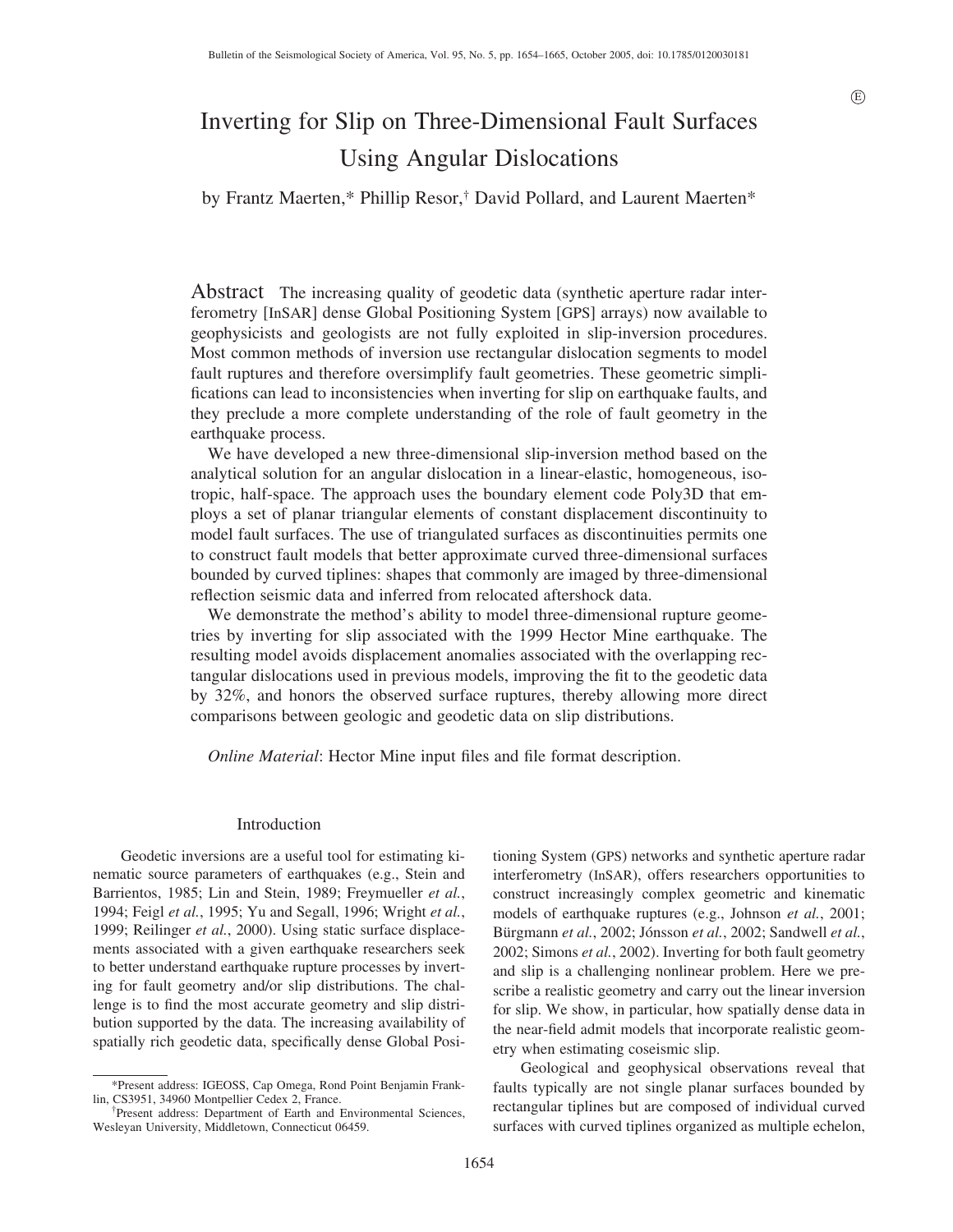# Inverting for Slip on Three-Dimensional Fault Surfaces Using Angular Dislocations

by Frantz Maerten,* Phillip Resor,† David Pollard, and Laurent Maerten*

**Abstract** The increasing quality of geodetic data (synthetic aperture radar interferometry [InSAR] dense Global Positioning System [GPS] arrays) now available to geophysicists and geologists are not fully exploited in slip-inversion procedures. Most common methods of inversion use rectangular dislocation segments to model fault ruptures and therefore oversimplify fault geometries. These geometric simplifications can lead to inconsistencies when inverting for slip on earthquake faults, and they preclude a more complete understanding of the role of fault geometry in the earthquake process.

We have developed a new three-dimensional slip-inversion method based on the analytical solution for an angular dislocation in a linear-elastic, homogeneous, isotropic, half-space. The approach uses the boundary element code Poly3D that employs a set of planar triangular elements of constant displacement discontinuity to model fault surfaces. The use of triangulated surfaces as discontinuities permits one to construct fault models that better approximate curved three-dimensional surfaces bounded by curved tiplines: shapes that commonly are imaged by three-dimensional reflection seismic data and inferred from relocated aftershock data.

We demonstrate the method's ability to model three-dimensional rupture geometries by inverting for slip associated with the 1999 Hector Mine earthquake. The resulting model avoids displacement anomalies associated with the overlapping rectangular dislocations used in previous models, improving the fit to the geodetic data by 32%, and honors the observed surface ruptures, thereby allowing more direct comparisons between geologic and geodetic data on slip distributions.

*Online Material*: Hector Mine input files and file format description.

## Introduction

Geodetic inversions are a useful tool for estimating kinematic source parameters of earthquakes (e.g., Stein and Barrientos, 1985; Lin and Stein, 1989; Freymueller *et al.*, 1994; Feigl *et al.*, 1995; Yu and Segall, 1996; Wright *et al.*, 1999; Reilinger *et al.*, 2000). Using static surface displacements associated with a given earthquake researchers seek to better understand earthquake rupture processes by inverting for fault geometry and/or slip distributions. The challenge is to find the most accurate geometry and slip distribution supported by the data. The increasing availability of spatially rich geodetic data, specifically dense Global Positioning System (GPS) networks and synthetic aperture radar interferometry (InSAR), offers researchers opportunities to construct increasingly complex geometric and kinematic models of earthquake ruptures (e.g., Johnson *et al.*, 2001; Bürgmann *et al.*, 2002; Jónsson *et al.*, 2002; Sandwell *et al.*, 2002; Simons *et al.*, 2002). Inverting for both fault geometry and slip is a challenging nonlinear problem. Here we prescribe a realistic geometry and carry out the linear inversion for slip. We show, in particular, how spatially dense data in the near-field admit models that incorporate realistic geometry when estimating coseismic slip.

Geological and geophysical observations reveal that faults typically are not single planar surfaces bounded by rectangular tiplines but are composed of individual curved surfaces with curved tiplines organized as multiple echelon,

*Present address: IGEOSS, Cap Omega, Rond Point Benjamin Franklin, CS3951, 34960 Montpellier Cedex 2, France.

†Present address: Department of Earth and Environmental Sciences, Wesleyan University, Middletown, Connecticut 06459.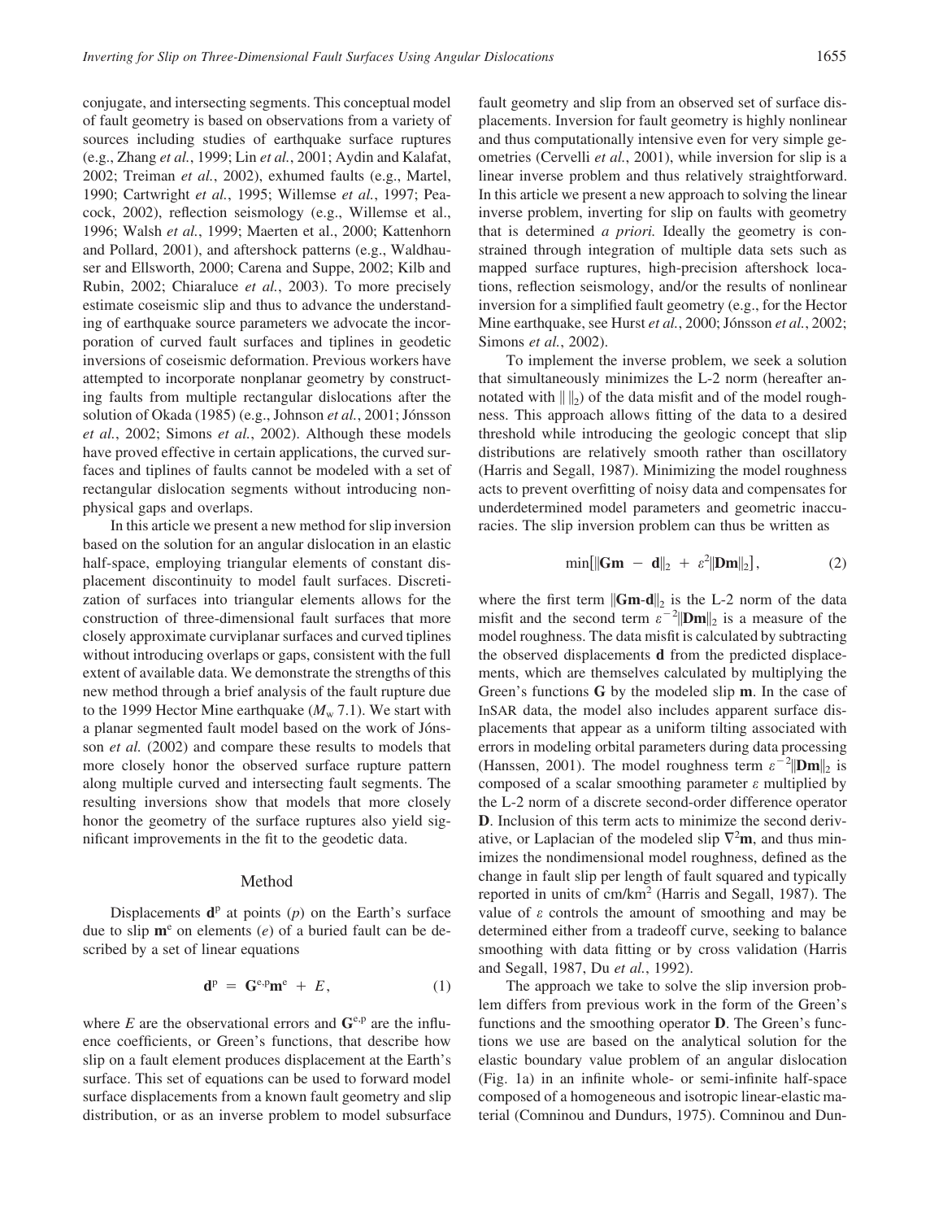conjugate, and intersecting segments. This conceptual model of fault geometry is based on observations from a variety of sources including studies of earthquake surface ruptures (e.g., Zhang *et al.*, 1999; Lin *et al.*, 2001; Aydin and Kalafat, 2002; Treiman *et al.*, 2002), exhumed faults (e.g., Martel, 1990; Cartwright *et al.*, 1995; Willemse *et al.*, 1997; Peacock, 2002), reflection seismology (e.g., Willemse et al., 1996; Walsh *et al.*, 1999; Maerten et al., 2000; Kattenhorn and Pollard, 2001), and aftershock patterns (e.g., Waldhauser and Ellsworth, 2000; Carena and Suppe, 2002; Kilb and Rubin, 2002; Chiaraluce *et al.*, 2003). To more precisely estimate coseismic slip and thus to advance the understanding of earthquake source parameters we advocate the incorporation of curved fault surfaces and tiplines in geodetic inversions of coseismic deformation. Previous workers have attempted to incorporate nonplanar geometry by constructing faults from multiple rectangular dislocations after the solution of Okada (1985) (e.g., Johnson *et al.*, 2001; Jónsson *et al.*, 2002; Simons *et al.*, 2002). Although these models have proved effective in certain applications, the curved surfaces and tiplines of faults cannot be modeled with a set of rectangular dislocation segments without introducing nonphysical gaps and overlaps.

In this article we present a new method for slip inversion based on the solution for an angular dislocation in an elastic half-space, employing triangular elements of constant displacement discontinuity to model fault surfaces. Discretization of surfaces into triangular elements allows for the construction of three-dimensional fault surfaces that more closely approximate curviplanar surfaces and curved tiplines without introducing overlaps or gaps, consistent with the full extent of available data. We demonstrate the strengths of this new method through a brief analysis of the fault rupture due to the 1999 Hector Mine earthquake ($M_w$ 7.1). We start with a planar segmented fault model based on the work of Jónsson *et al.* (2002) and compare these results to models that more closely honor the observed surface rupture pattern along multiple curved and intersecting fault segments. The resulting inversions show that models that more closely honor the geometry of the surface ruptures also yield significant improvements in the fit to the geodetic data.

## Method

Displacements $\mathbf{d}^p$ at points ($p$) on the Earth's surface due to slip $\mathbf{m}^e$ on elements ($e$) of a buried fault can be described by a set of linear equations

$$\mathbf{d}^p = \mathbf{G}^{e,p}\mathbf{m}^e + E, \tag{1}$$

where $E$ are the observational errors and $\mathbf{G}^{e,p}$ are the influence coefficients, or Green's functions, that describe how slip on a fault element produces displacement at the Earth's surface. This set of equations can be used to forward model surface displacements from a known fault geometry and slip distribution, or as an inverse problem to model subsurface fault geometry and slip from an observed set of surface displacements. Inversion for fault geometry is highly nonlinear and thus computationally intensive even for very simple geometries (Cervelli *et al.*, 2001), while inversion for slip is a linear inverse problem and thus relatively straightforward. In this article we present a new approach to solving the linear inverse problem, inverting for slip on faults with geometry that is determined *a priori.* Ideally the geometry is constrained through integration of multiple data sets such as mapped surface ruptures, high-precision aftershock locations, reflection seismology, and/or the results of nonlinear inversion for a simplified fault geometry (e.g., for the Hector Mine earthquake, see Hurst *et al.*, 2000; Jónsson *et al.*, 2002; Simons *et al.*, 2002).

To implement the inverse problem, we seek a solution that simultaneously minimizes the L-2 norm (hereafter annotated with $\| \|_2$) of the data misfit and of the model roughness. This approach allows fitting of the data to a desired threshold while introducing the geologic concept that slip distributions are relatively smooth rather than oscillatory (Harris and Segall, 1987). Minimizing the model roughness acts to prevent overfitting of noisy data and compensates for underdetermined model parameters and geometric inaccuracies. The slip inversion problem can thus be written as

$$\min[\|\mathbf{Gm} - \mathbf{d}\|_2 + \varepsilon^2\|\mathbf{Dm}\|_2], \tag{2}$$

where the first term $\|\mathbf{Gm}\text{-}\mathbf{d}\|_2$ is the L-2 norm of the data misfit and the second term $\varepsilon^{-2}\|\mathbf{Dm}\|_2$ is a measure of the model roughness. The data misfit is calculated by subtracting the observed displacements $\mathbf{d}$ from the predicted displacements, which are themselves calculated by multiplying the Green's functions $\mathbf{G}$ by the modeled slip $\mathbf{m}$. In the case of InSAR data, the model also includes apparent surface displacements that appear as a uniform tilting associated with errors in modeling orbital parameters during data processing (Hanssen, 2001). The model roughness term $\varepsilon^{-2}\|\mathbf{Dm}\|_2$ is composed of a scalar smoothing parameter $\varepsilon$ multiplied by the L-2 norm of a discrete second-order difference operator $\mathbf{D}$. Inclusion of this term acts to minimize the second derivative, or Laplacian of the modeled slip $\nabla^2\mathbf{m}$, and thus minimizes the nondimensional model roughness, defined as the change in fault slip per length of fault squared and typically reported in units of cm/km$^2$ (Harris and Segall, 1987). The value of $\varepsilon$ controls the amount of smoothing and may be determined either from a tradeoff curve, seeking to balance smoothing with data fitting or by cross validation (Harris and Segall, 1987, Du *et al.*, 1992).

The approach we take to solve the slip inversion problem differs from previous work in the form of the Green's functions and the smoothing operator $\mathbf{D}$. The Green's functions we use are based on the analytical solution for the elastic boundary value problem of an angular dislocation (Fig. 1a) in an infinite whole- or semi-infinite half-space composed of a homogeneous and isotropic linear-elastic material (Comninou and Dundurs, 1975). Comninou and Dun-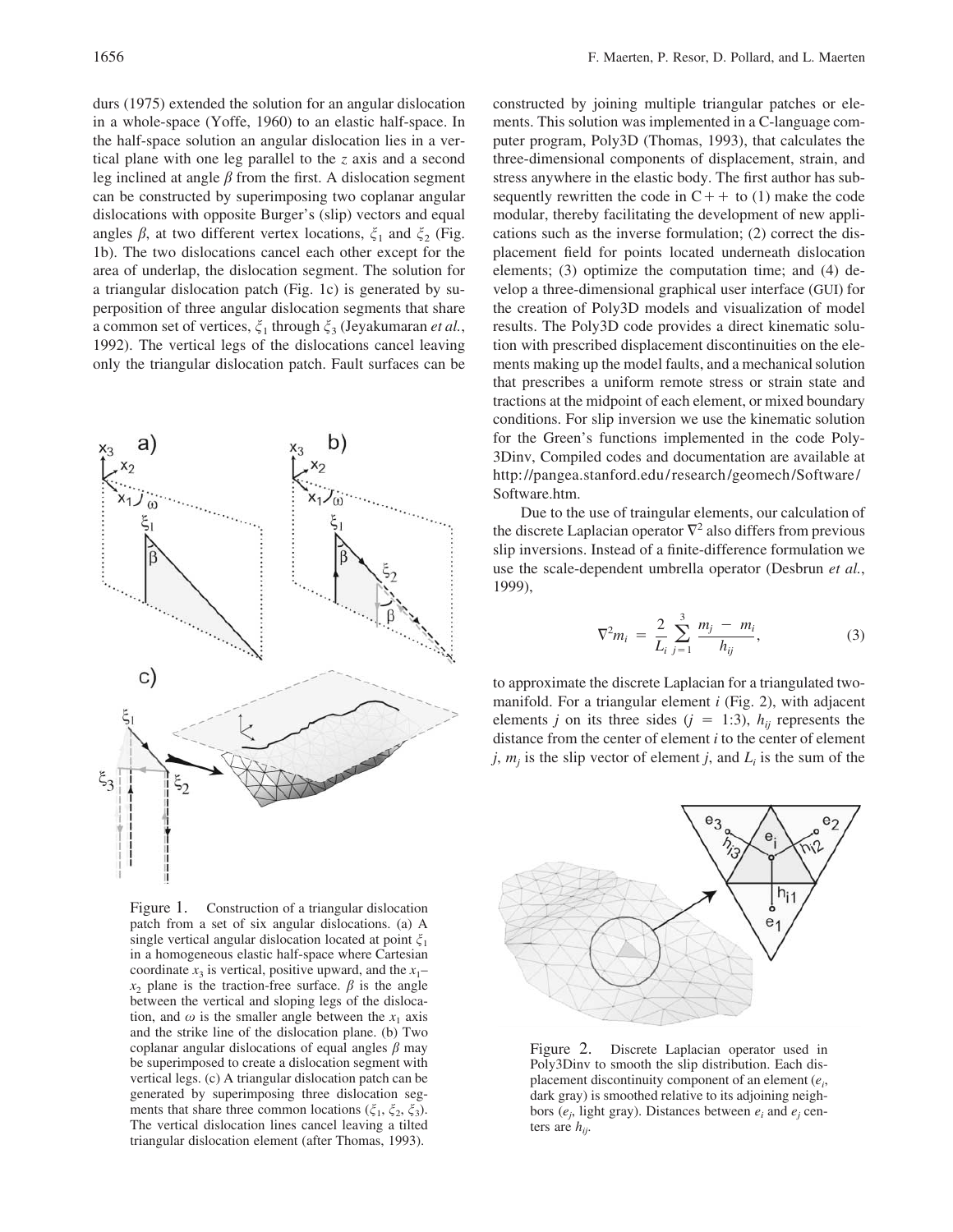durs (1975) extended the solution for an angular dislocation in a whole-space (Yoffe, 1960) to an elastic half-space. In the half-space solution an angular dislocation lies in a vertical plane with one leg parallel to the $z$ axis and a second leg inclined at angle $\beta$ from the first. A dislocation segment can be constructed by superimposing two coplanar angular dislocations with opposite Burger's (slip) vectors and equal angles $\beta$, at two different vertex locations, $\xi_1$ and $\xi_2$ (Fig. 1b). The two dislocations cancel each other except for the area of underlap, the dislocation segment. The solution for a triangular dislocation patch (Fig. 1c) is generated by superposition of three angular dislocation segments that share a common set of vertices, $\xi_1$ through $\xi_3$ (Jeyakumaran *et al.*, 1992). The vertical legs of the dislocations cancel leaving only the triangular dislocation patch. Fault surfaces can be constructed by joining multiple triangular patches or elements. This solution was implemented in a C-language computer program, Poly3D (Thomas, 1993), that calculates the three-dimensional components of displacement, strain, and stress anywhere in the elastic body. The first author has subsequently rewritten the code in C++ to (1) make the code modular, thereby facilitating the development of new applications such as the inverse formulation; (2) correct the displacement field for points located underneath dislocation elements; (3) optimize the computation time; and (4) develop a three-dimensional graphical user interface (GUI) for the creation of Poly3D models and visualization of model results. The Poly3D code provides a direct kinematic solution with prescribed displacement discontinuities on the elements making up the model faults, and a mechanical solution that prescribes a uniform remote stress or strain state and tractions at the midpoint of each element, or mixed boundary conditions. For slip inversion we use the kinematic solution for the Green's functions implemented in the code Poly3Dinv, Compiled codes and documentation are available at http://pangea.stanford.edu/research/geomech/Software/Software.htm.

Figure 1. Construction of a triangular dislocation patch from a set of six angular dislocations. (a) A single vertical angular dislocation located at point $\xi_1$ in a homogeneous elastic half-space where Cartesian coordinate $x_3$ is vertical, positive upward, and the $x_1$–$x_2$ plane is the traction-free surface. $\beta$ is the angle between the vertical and sloping legs of the dislocation, and $\omega$ is the smaller angle between the $x_1$ axis and the strike line of the dislocation plane. (b) Two coplanar angular dislocations of equal angles $\beta$ may be superimposed to create a dislocation segment with vertical legs. (c) A triangular dislocation patch can be generated by superimposing three dislocation segments that share three common locations ($\xi_1$, $\xi_2$, $\xi_3$). The vertical dislocation lines cancel leaving a tilted triangular dislocation element (after Thomas, 1993).

Due to the use of traingular elements, our calculation of the discrete Laplacian operator $\nabla^2$ also differs from previous slip inversions. Instead of a finite-difference formulation we use the scale-dependent umbrella operator (Desbrun *et al.*, 1999),

$$\nabla^2 m_i = \frac{2}{L_i} \sum_{j=1}^{3} \frac{m_j - m_i}{h_{ij}}, \tag{3}$$

to approximate the discrete Laplacian for a triangulated two-manifold. For a triangular element $i$ (Fig. 2), with adjacent elements $j$ on its three sides ($j = 1{:}3$), $h_{ij}$ represents the distance from the center of element $i$ to the center of element $j$, $m_j$ is the slip vector of element $j$, and $L_i$ is the sum of the

Figure 2. Discrete Laplacian operator used in Poly3Dinv to smooth the slip distribution. Each displacement discontinuity component of an element ($e_i$, dark gray) is smoothed relative to its adjoining neighbors ($e_j$, light gray). Distances between $e_i$ and $e_j$ centers are $h_{ij}$.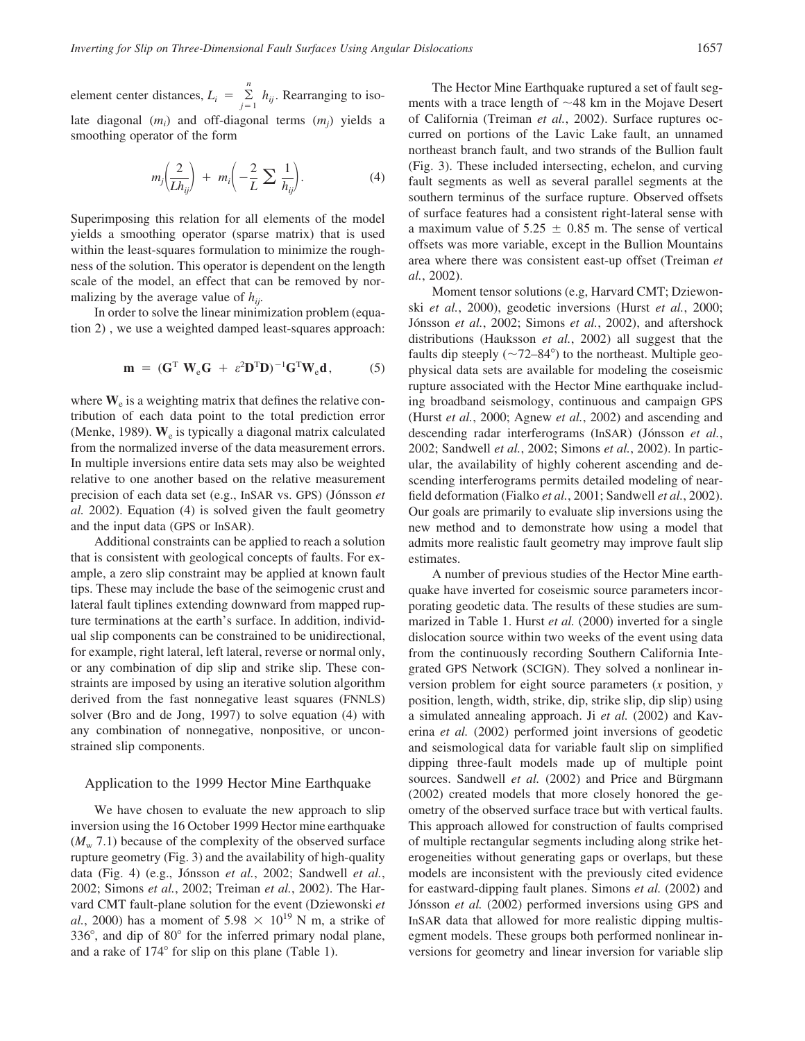element center distances, $L_i = \sum_{j=1}^{n} h_{ij}$. Rearranging to isolate diagonal ($m_i$) and off-diagonal terms ($m_j$) yields a smoothing operator of the form

$$m_j\left(\frac{2}{Lh_{ij}}\right) + m_i\left(-\frac{2}{L}\sum\frac{1}{h_{ij}}\right). \tag{4}$$

Superimposing this relation for all elements of the model yields a smoothing operator (sparse matrix) that is used within the least-squares formulation to minimize the roughness of the solution. This operator is dependent on the length scale of the model, an effect that can be removed by normalizing by the average value of $h_{ij}$.

In order to solve the linear minimization problem (equation 2) , we use a weighted damped least-squares approach:

$$\mathbf{m} = (\mathbf{G}^{\mathrm{T}}\,\mathbf{W}_{\mathrm{e}}\mathbf{G} + \varepsilon^2\mathbf{D}^{\mathrm{T}}\mathbf{D})^{-1}\mathbf{G}^{\mathrm{T}}\mathbf{W}_{\mathrm{e}}\mathbf{d}, \tag{5}$$

where $\mathbf{W}_{\mathrm{e}}$ is a weighting matrix that defines the relative contribution of each data point to the total prediction error (Menke, 1989). $\mathbf{W}_{\mathrm{e}}$ is typically a diagonal matrix calculated from the normalized inverse of the data measurement errors. In multiple inversions entire data sets may also be weighted relative to one another based on the relative measurement precision of each data set (e.g., InSAR vs. GPS) (Jónsson *et al.* 2002). Equation (4) is solved given the fault geometry and the input data (GPS or InSAR).

Additional constraints can be applied to reach a solution that is consistent with geological concepts of faults. For example, a zero slip constraint may be applied at known fault tips. These may include the base of the seimogenic crust and lateral fault tiplines extending downward from mapped rupture terminations at the earth's surface. In addition, individual slip components can be constrained to be unidirectional, for example, right lateral, left lateral, reverse or normal only, or any combination of dip slip and strike slip. These constraints are imposed by using an iterative solution algorithm derived from the fast nonnegative least squares (FNNLS) solver (Bro and de Jong, 1997) to solve equation (4) with any combination of nonnegative, nonpositive, or unconstrained slip components.

## Application to the 1999 Hector Mine Earthquake

We have chosen to evaluate the new approach to slip inversion using the 16 October 1999 Hector mine earthquake ($M_{\mathrm{w}}$ 7.1) because of the complexity of the observed surface rupture geometry (Fig. 3) and the availability of high-quality data (Fig. 4) (e.g., Jónsson *et al.*, 2002; Sandwell *et al.*, 2002; Simons *et al.*, 2002; Treiman *et al.*, 2002). The Harvard CMT fault-plane solution for the event (Dziewonski *et al.*, 2000) has a moment of $5.98 \times 10^{19}$ N m, a strike of 336°, and dip of 80° for the inferred primary nodal plane, and a rake of 174° for slip on this plane (Table 1).

The Hector Mine Earthquake ruptured a set of fault segments with a trace length of ~48 km in the Mojave Desert of California (Treiman *et al.*, 2002). Surface ruptures occurred on portions of the Lavic Lake fault, an unnamed northeast branch fault, and two strands of the Bullion fault (Fig. 3). These included intersecting, echelon, and curving fault segments as well as several parallel segments at the southern terminus of the surface rupture. Observed offsets of surface features had a consistent right-lateral sense with a maximum value of $5.25 \pm 0.85$ m. The sense of vertical offsets was more variable, except in the Bullion Mountains area where there was consistent east-up offset (Treiman *et al.*, 2002).

Moment tensor solutions (e.g, Harvard CMT; Dziewonski *et al.*, 2000), geodetic inversions (Hurst *et al.*, 2000; Jónsson *et al.*, 2002; Simons *et al.*, 2002), and aftershock distributions (Hauksson *et al.*, 2002) all suggest that the faults dip steeply (~72–84°) to the northeast. Multiple geophysical data sets are available for modeling the coseismic rupture associated with the Hector Mine earthquake including broadband seismology, continuous and campaign GPS (Hurst *et al.*, 2000; Agnew *et al.*, 2002) and ascending and descending radar interferograms (InSAR) (Jónsson *et al.*, 2002; Sandwell *et al.*, 2002; Simons *et al.*, 2002). In particular, the availability of highly coherent ascending and descending interferograms permits detailed modeling of near-field deformation (Fialko *et al.*, 2001; Sandwell *et al.*, 2002). Our goals are primarily to evaluate slip inversions using the new method and to demonstrate how using a model that admits more realistic fault geometry may improve fault slip estimates.

A number of previous studies of the Hector Mine earthquake have inverted for coseismic source parameters incorporating geodetic data. The results of these studies are summarized in Table 1. Hurst *et al.* (2000) inverted for a single dislocation source within two weeks of the event using data from the continuously recording Southern California Integrated GPS Network (SCIGN). They solved a nonlinear inversion problem for eight source parameters (*x* position, *y* position, length, width, strike, dip, strike slip, dip slip) using a simulated annealing approach. Ji *et al.* (2002) and Kaverina *et al.* (2002) performed joint inversions of geodetic and seismological data for variable fault slip on simplified dipping three-fault models made up of multiple point sources. Sandwell *et al.* (2002) and Price and Bürgmann (2002) created models that more closely honored the geometry of the observed surface trace but with vertical faults. This approach allowed for construction of faults comprised of multiple rectangular segments including along strike heterogeneities without generating gaps or overlaps, but these models are inconsistent with the previously cited evidence for eastward-dipping fault planes. Simons *et al.* (2002) and Jónsson *et al.* (2002) performed inversions using GPS and InSAR data that allowed for more realistic dipping multisegment models. These groups both performed nonlinear inversions for geometry and linear inversion for variable slip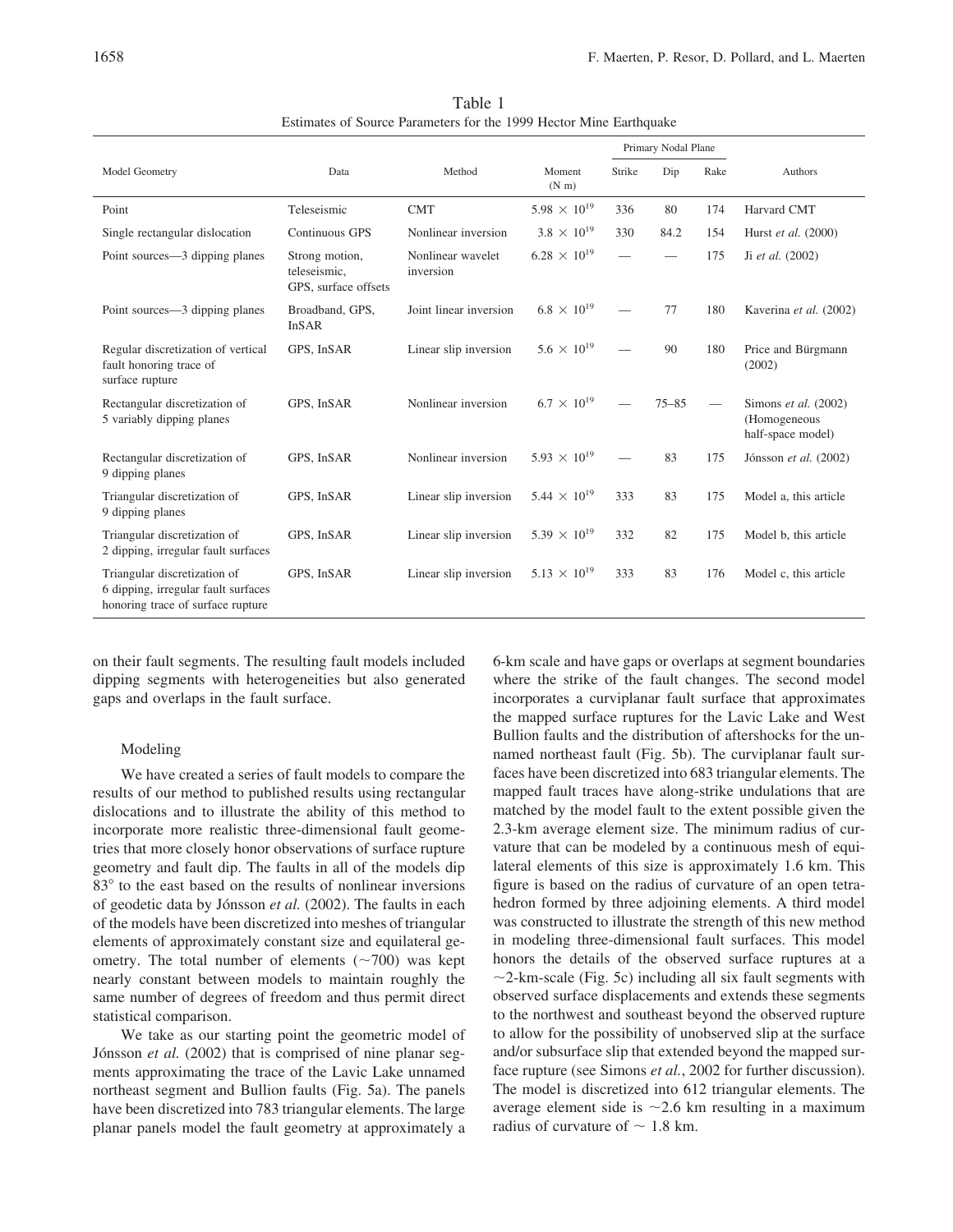Table 1
Estimates of Source Parameters for the 1999 Hector Mine Earthquake

| Model Geometry | Data | Method | Moment (N m) | Primary Nodal Plane Strike | Dip | Rake | Authors |
|---|---|---|---|---|---|---|---|
| Point | Teleseismic | CMT | $5.98 \times 10^{19}$ | 336 | 80 | 174 | Harvard CMT |
| Single rectangular dislocation | Continuous GPS | Nonlinear inversion | $3.8 \times 10^{19}$ | 330 | 84.2 | 154 | Hurst *et al.* (2000) |
| Point sources—3 dipping planes | Strong motion, teleseismic, GPS, surface offsets | Nonlinear wavelet inversion | $6.28 \times 10^{19}$ | — | — | 175 | Ji *et al.* (2002) |
| Point sources—3 dipping planes | Broadband, GPS, InSAR | Joint linear inversion | $6.8 \times 10^{19}$ | — | 77 | 180 | Kaverina *et al.* (2002) |
| Regular discretization of vertical fault honoring trace of surface rupture | GPS, InSAR | Linear slip inversion | $5.6 \times 10^{19}$ | — | 90 | 180 | Price and Bürgmann (2002) |
| Rectangular discretization of 5 variably dipping planes | GPS, InSAR | Nonlinear inversion | $6.7 \times 10^{19}$ | — | 75–85 | — | Simons *et al.* (2002) (Homogeneous half-space model) |
| Rectangular discretization of 9 dipping planes | GPS, InSAR | Nonlinear inversion | $5.93 \times 10^{19}$ | — | 83 | 175 | Jónsson *et al.* (2002) |
| Triangular discretization of 9 dipping planes | GPS, InSAR | Linear slip inversion | $5.44 \times 10^{19}$ | 333 | 83 | 175 | Model a, this article |
| Triangular discretization of 2 dipping, irregular fault surfaces | GPS, InSAR | Linear slip inversion | $5.39 \times 10^{19}$ | 332 | 82 | 175 | Model b, this article |
| Triangular discretization of 6 dipping, irregular fault surfaces honoring trace of surface rupture | GPS, InSAR | Linear slip inversion | $5.13 \times 10^{19}$ | 333 | 83 | 176 | Model c, this article |

on their fault segments. The resulting fault models included dipping segments with heterogeneities but also generated gaps and overlaps in the fault surface.

## Modeling

We have created a series of fault models to compare the results of our method to published results using rectangular dislocations and to illustrate the ability of this method to incorporate more realistic three-dimensional fault geometries that more closely honor observations of surface rupture geometry and fault dip. The faults in all of the models dip 83° to the east based on the results of nonlinear inversions of geodetic data by Jónsson *et al.* (2002). The faults in each of the models have been discretized into meshes of triangular elements of approximately constant size and equilateral geometry. The total number of elements (~700) was kept nearly constant between models to maintain roughly the same number of degrees of freedom and thus permit direct statistical comparison.

We take as our starting point the geometric model of Jónsson *et al.* (2002) that is comprised of nine planar segments approximating the trace of the Lavic Lake unnamed northeast segment and Bullion faults (Fig. 5a). The panels have been discretized into 783 triangular elements. The large planar panels model the fault geometry at approximately a 6-km scale and have gaps or overlaps at segment boundaries where the strike of the fault changes. The second model incorporates a curviplanar fault surface that approximates the mapped surface ruptures for the Lavic Lake and West Bullion faults and the distribution of aftershocks for the unnamed northeast fault (Fig. 5b). The curviplanar fault surfaces have been discretized into 683 triangular elements. The mapped fault traces have along-strike undulations that are matched by the model fault to the extent possible given the 2.3-km average element size. The minimum radius of curvature that can be modeled by a continuous mesh of equilateral elements of this size is approximately 1.6 km. This figure is based on the radius of curvature of an open tetrahedron formed by three adjoining elements. A third model was constructed to illustrate the strength of this new method in modeling three-dimensional fault surfaces. This model honors the details of the observed surface ruptures at a ~2-km-scale (Fig. 5c) including all six fault segments with observed surface displacements and extends these segments to the northwest and southeast beyond the observed rupture to allow for the possibility of unobserved slip at the surface and/or subsurface slip that extended beyond the mapped surface rupture (see Simons *et al.*, 2002 for further discussion). The model is discretized into 612 triangular elements. The average element side is ~2.6 km resulting in a maximum radius of curvature of ~ 1.8 km.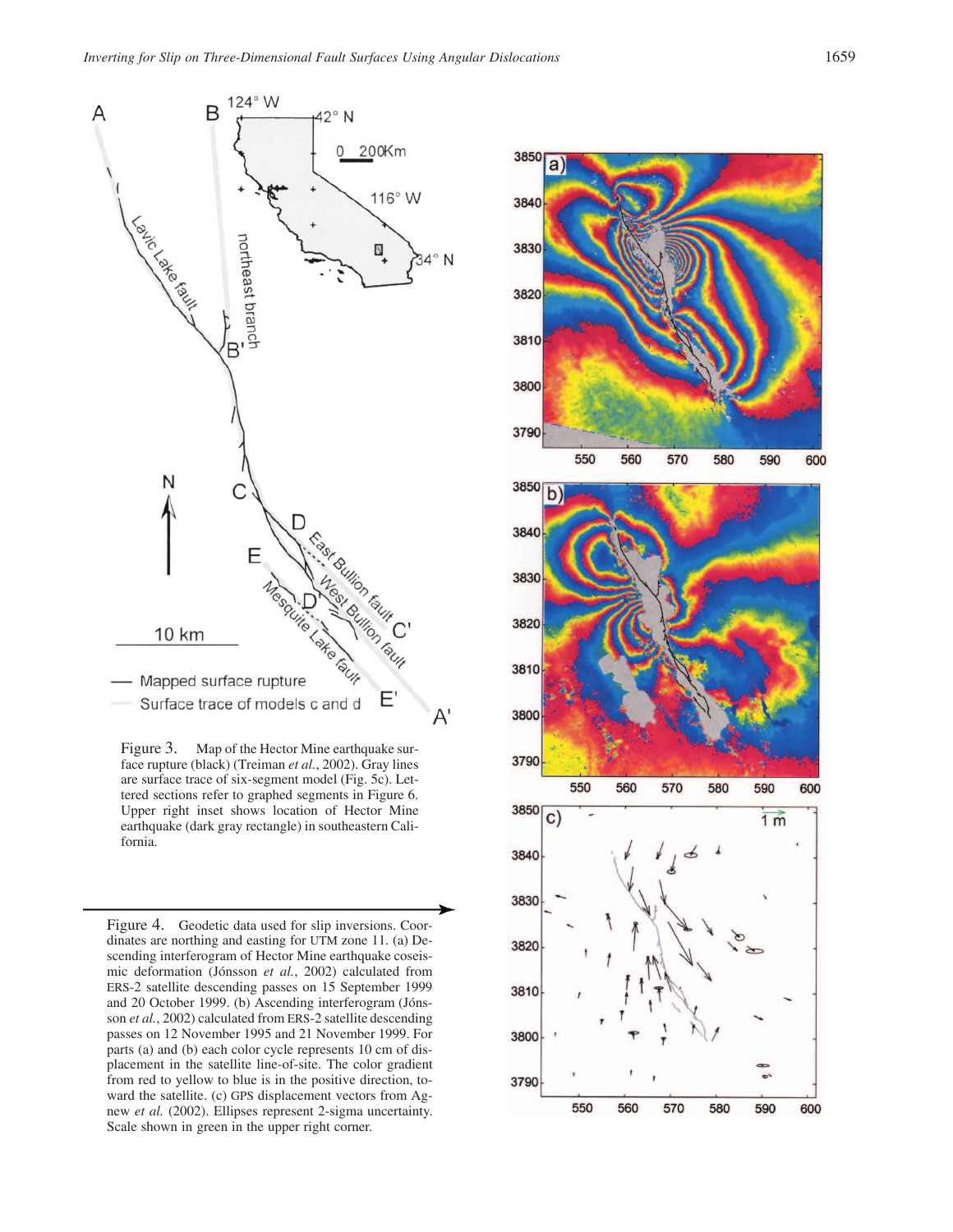Figure 3. Map of the Hector Mine earthquake surface rupture (black) (Treiman *et al.*, 2002). Gray lines are surface trace of six-segment model (Fig. 5c). Lettered sections refer to graphed segments in Figure 6. Upper right inset shows location of Hector Mine earthquake (dark gray rectangle) in southeastern California.

Figure 4. Geodetic data used for slip inversions. Coordinates are northing and easting for UTM zone 11. (a) Descending interferogram of Hector Mine earthquake coseismic deformation (Jónsson *et al.*, 2002) calculated from ERS-2 satellite descending passes on 15 September 1999 and 20 October 1999. (b) Ascending interferogram (Jónsson *et al.*, 2002) calculated from ERS-2 satellite descending passes on 12 November 1995 and 21 November 1999. For parts (a) and (b) each color cycle represents 10 cm of displacement in the satellite line-of-site. The color gradient from red to yellow to blue is in the positive direction, toward the satellite. (c) GPS displacement vectors from Agnew *et al.* (2002). Ellipses represent 2-sigma uncertainty. Scale shown in green in the upper right corner.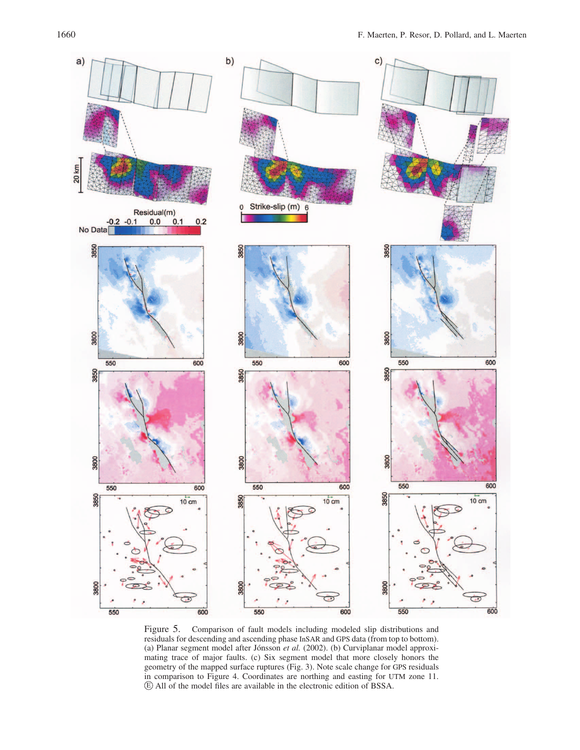Figure 5. Comparison of fault models including modeled slip distributions and residuals for descending and ascending phase InSAR and GPS data (from top to bottom). (a) Planar segment model after Jónsson *et al.* (2002). (b) Curviplanar model approximating trace of major faults. (c) Six segment model that more closely honors the geometry of the mapped surface ruptures (Fig. 3). Note scale change for GPS residuals in comparison to Figure 4. Coordinates are northing and easting for UTM zone 11. Ⓔ All of the model files are available in the electronic edition of BSSA.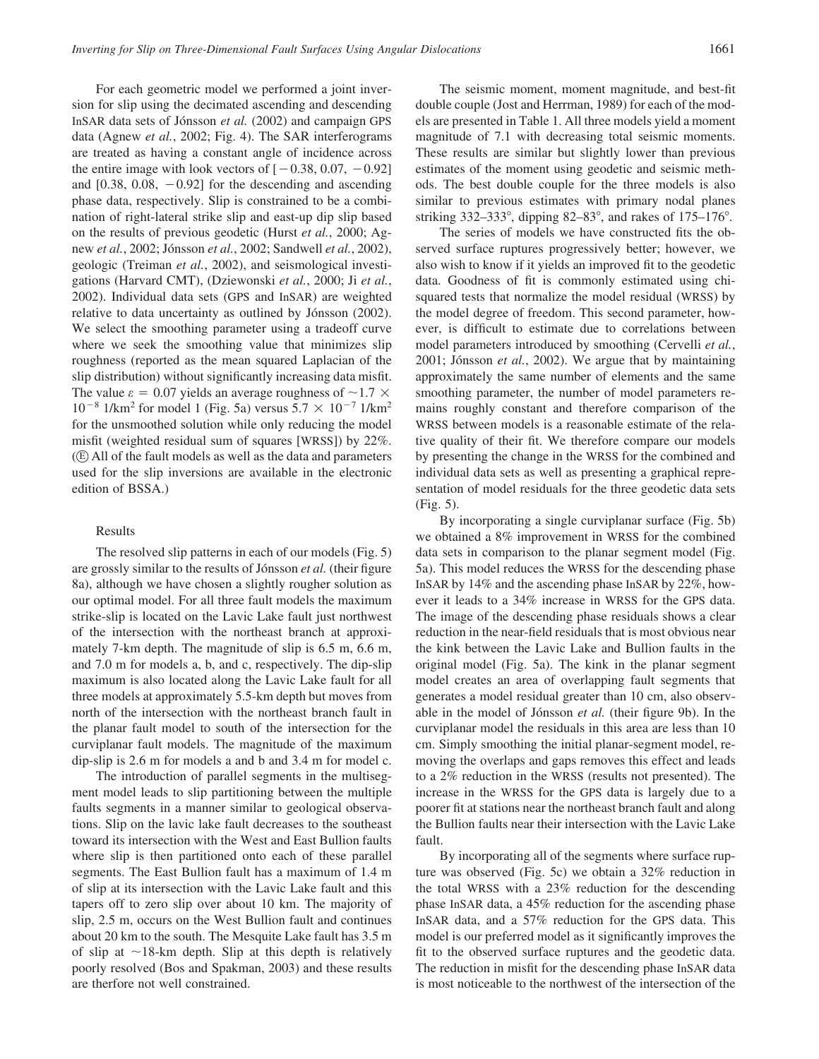For each geometric model we performed a joint inversion for slip using the decimated ascending and descending InSAR data sets of Jónsson *et al.* (2002) and campaign GPS data (Agnew *et al.*, 2002; Fig. 4). The SAR interferograms are treated as having a constant angle of incidence across the entire image with look vectors of [−0.38, 0.07, −0.92] and [0.38, 0.08, −0.92] for the descending and ascending phase data, respectively. Slip is constrained to be a combination of right-lateral strike slip and east-up dip slip based on the results of previous geodetic (Hurst *et al.*, 2000; Agnew *et al.*, 2002; Jónsson *et al.*, 2002; Sandwell *et al.*, 2002), geologic (Treiman *et al.*, 2002), and seismological investigations (Harvard CMT), (Dziewonski *et al.*, 2000; Ji *et al.*, 2002). Individual data sets (GPS and InSAR) are weighted relative to data uncertainty as outlined by Jónsson (2002). We select the smoothing parameter using a tradeoff curve where we seek the smoothing value that minimizes slip roughness (reported as the mean squared Laplacian of the slip distribution) without significantly increasing data misfit. The value $\varepsilon = 0.07$ yields an average roughness of $\sim 1.7 \times 10^{-8}$ 1/km$^2$ for model 1 (Fig. 5a) versus $5.7 \times 10^{-7}$ 1/km$^2$ for the unsmoothed solution while only reducing the model misfit (weighted residual sum of squares [WRSS]) by 22%. (Ⓔ All of the fault models as well as the data and parameters used for the slip inversions are available in the electronic edition of BSSA.)

## Results

The resolved slip patterns in each of our models (Fig. 5) are grossly similar to the results of Jónsson *et al.* (their figure 8a), although we have chosen a slightly rougher solution as our optimal model. For all three fault models the maximum strike-slip is located on the Lavic Lake fault just northwest of the intersection with the northeast branch at approximately 7-km depth. The magnitude of slip is 6.5 m, 6.6 m, and 7.0 m for models a, b, and c, respectively. The dip-slip maximum is also located along the Lavic Lake fault for all three models at approximately 5.5-km depth but moves from north of the intersection with the northeast branch fault in the planar fault model to south of the intersection for the curviplanar fault models. The magnitude of the maximum dip-slip is 2.6 m for models a and b and 3.4 m for model c.

The introduction of parallel segments in the multisegment model leads to slip partitioning between the multiple faults segments in a manner similar to geological observations. Slip on the lavic lake fault decreases to the southeast toward its intersection with the West and East Bullion faults where slip is then partitioned onto each of these parallel segments. The East Bullion fault has a maximum of 1.4 m of slip at its intersection with the Lavic Lake fault and this tapers off to zero slip over about 10 km. The majority of slip, 2.5 m, occurs on the West Bullion fault and continues about 20 km to the south. The Mesquite Lake fault has 3.5 m of slip at ~18-km depth. Slip at this depth is relatively poorly resolved (Bos and Spakman, 2003) and these results are therfore not well constrained.

The seismic moment, moment magnitude, and best-fit double couple (Jost and Herrman, 1989) for each of the models are presented in Table 1. All three models yield a moment magnitude of 7.1 with decreasing total seismic moments. These results are similar but slightly lower than previous estimates of the moment using geodetic and seismic methods. The best double couple for the three models is also similar to previous estimates with primary nodal planes striking 332–333°, dipping 82–83°, and rakes of 175–176°.

The series of models we have constructed fits the observed surface ruptures progressively better; however, we also wish to know if it yields an improved fit to the geodetic data. Goodness of fit is commonly estimated using chi-squared tests that normalize the model residual (WRSS) by the model degree of freedom. This second parameter, however, is difficult to estimate due to correlations between model parameters introduced by smoothing (Cervelli *et al.*, 2001; Jónsson *et al.*, 2002). We argue that by maintaining approximately the same number of elements and the same smoothing parameter, the number of model parameters remains roughly constant and therefore comparison of the WRSS between models is a reasonable estimate of the relative quality of their fit. We therefore compare our models by presenting the change in the WRSS for the combined and individual data sets as well as presenting a graphical representation of model residuals for the three geodetic data sets (Fig. 5).

By incorporating a single curviplanar surface (Fig. 5b) we obtained a 8% improvement in WRSS for the combined data sets in comparison to the planar segment model (Fig. 5a). This model reduces the WRSS for the descending phase InSAR by 14% and the ascending phase InSAR by 22%, however it leads to a 34% increase in WRSS for the GPS data. The image of the descending phase residuals shows a clear reduction in the near-field residuals that is most obvious near the kink between the Lavic Lake and Bullion faults in the original model (Fig. 5a). The kink in the planar segment model creates an area of overlapping fault segments that generates a model residual greater than 10 cm, also observable in the model of Jónsson *et al.* (their figure 9b). In the curviplanar model the residuals in this area are less than 10 cm. Simply smoothing the initial planar-segment model, removing the overlaps and gaps removes this effect and leads to a 2% reduction in the WRSS (results not presented). The increase in the WRSS for the GPS data is largely due to a poorer fit at stations near the northeast branch fault and along the Bullion faults near their intersection with the Lavic Lake fault.

By incorporating all of the segments where surface rupture was observed (Fig. 5c) we obtain a 32% reduction in the total WRSS with a 23% reduction for the descending phase InSAR data, a 45% reduction for the ascending phase InSAR data, and a 57% reduction for the GPS data. This model is our preferred model as it significantly improves the fit to the observed surface ruptures and the geodetic data. The reduction in misfit for the descending phase InSAR data is most noticeable to the northwest of the intersection of the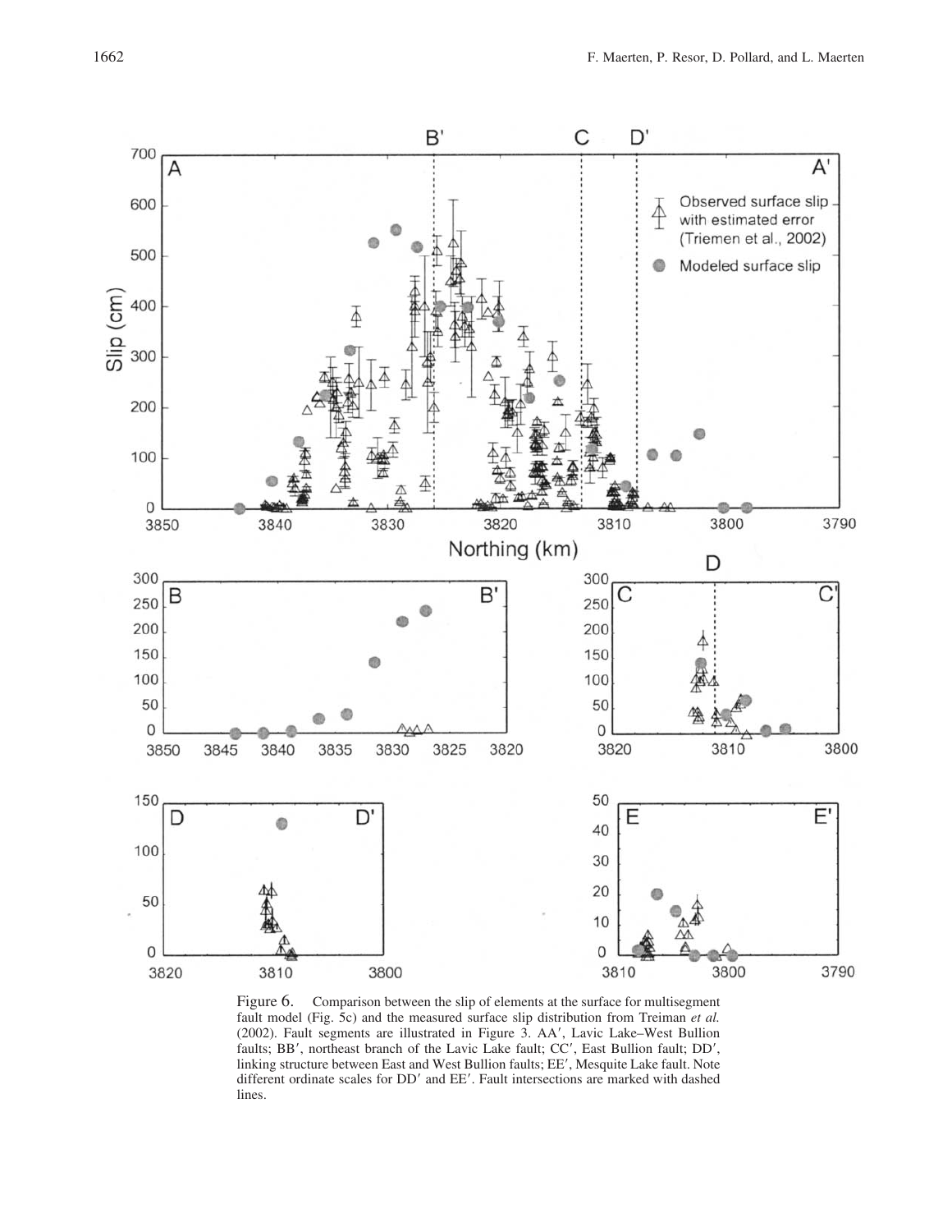Figure 6. Comparison between the slip of elements at the surface for multisegment fault model (Fig. 5c) and the measured surface slip distribution from Treiman *et al.* (2002). Fault segments are illustrated in Figure 3. AA′, Lavic Lake–West Bullion faults; BB′, northeast branch of the Lavic Lake fault; CC′, East Bullion fault; DD′, linking structure between East and West Bullion faults; EE′, Mesquite Lake fault. Note different ordinate scales for DD′ and EE′. Fault intersections are marked with dashed lines.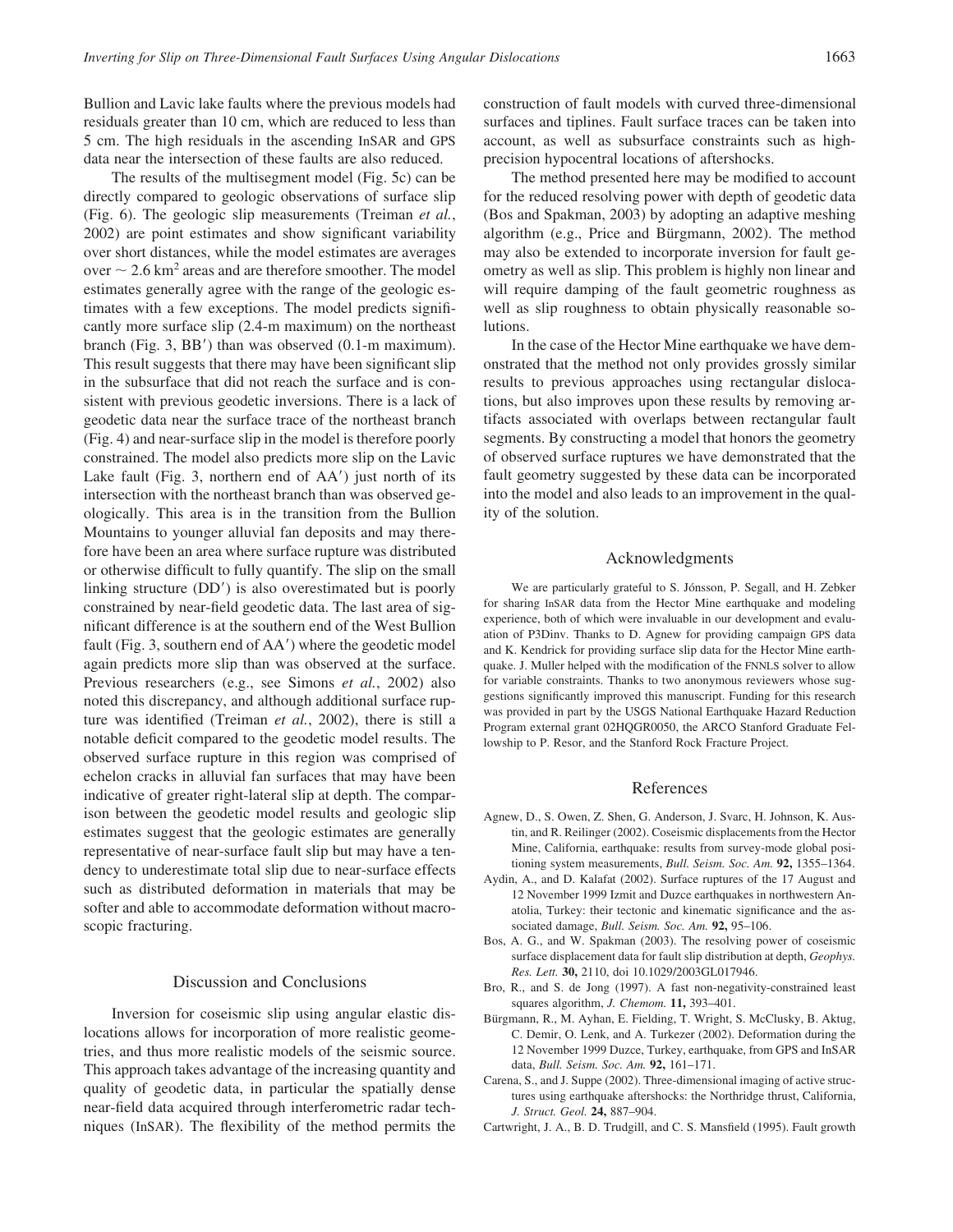Bullion and Lavic lake faults where the previous models had residuals greater than 10 cm, which are reduced to less than 5 cm. The high residuals in the ascending InSAR and GPS data near the intersection of these faults are also reduced.

The results of the multisegment model (Fig. 5c) can be directly compared to geologic observations of surface slip (Fig. 6). The geologic slip measurements (Treiman *et al.*, 2002) are point estimates and show significant variability over short distances, while the model estimates are averages over $\sim 2.6\ \text{km}^2$ areas and are therefore smoother. The model estimates generally agree with the range of the geologic estimates with a few exceptions. The model predicts significantly more surface slip (2.4-m maximum) on the northeast branch (Fig. 3, BB′) than was observed (0.1-m maximum). This result suggests that there may have been significant slip in the subsurface that did not reach the surface and is consistent with previous geodetic inversions. There is a lack of geodetic data near the surface trace of the northeast branch (Fig. 4) and near-surface slip in the model is therefore poorly constrained. The model also predicts more slip on the Lavic Lake fault (Fig. 3, northern end of AA′) just north of its intersection with the northeast branch than was observed geologically. This area is in the transition from the Bullion Mountains to younger alluvial fan deposits and may therefore have been an area where surface rupture was distributed or otherwise difficult to fully quantify. The slip on the small linking structure (DD′) is also overestimated but is poorly constrained by near-field geodetic data. The last area of significant difference is at the southern end of the West Bullion fault (Fig. 3, southern end of AA′) where the geodetic model again predicts more slip than was observed at the surface. Previous researchers (e.g., see Simons *et al.*, 2002) also noted this discrepancy, and although additional surface rupture was identified (Treiman *et al.*, 2002), there is still a notable deficit compared to the geodetic model results. The observed surface rupture in this region was comprised of echelon cracks in alluvial fan surfaces that may have been indicative of greater right-lateral slip at depth. The comparison between the geodetic model results and geologic slip estimates suggest that the geologic estimates are generally representative of near-surface fault slip but may have a tendency to underestimate total slip due to near-surface effects such as distributed deformation in materials that may be softer and able to accommodate deformation without macroscopic fracturing.

## Discussion and Conclusions

Inversion for coseismic slip using angular elastic dislocations allows for incorporation of more realistic geometries, and thus more realistic models of the seismic source. This approach takes advantage of the increasing quantity and quality of geodetic data, in particular the spatially dense near-field data acquired through interferometric radar techniques (InSAR). The flexibility of the method permits the construction of fault models with curved three-dimensional surfaces and tiplines. Fault surface traces can be taken into account, as well as subsurface constraints such as high-precision hypocentral locations of aftershocks.

The method presented here may be modified to account for the reduced resolving power with depth of geodetic data (Bos and Spakman, 2003) by adopting an adaptive meshing algorithm (e.g., Price and Bürgmann, 2002). The method may also be extended to incorporate inversion for fault geometry as well as slip. This problem is highly non linear and will require damping of the fault geometric roughness as well as slip roughness to obtain physically reasonable solutions.

In the case of the Hector Mine earthquake we have demonstrated that the method not only provides grossly similar results to previous approaches using rectangular dislocations, but also improves upon these results by removing artifacts associated with overlaps between rectangular fault segments. By constructing a model that honors the geometry of observed surface ruptures we have demonstrated that the fault geometry suggested by these data can be incorporated into the model and also leads to an improvement in the quality of the solution.

## Acknowledgments

We are particularly grateful to S. Jónsson, P. Segall, and H. Zebker for sharing InSAR data from the Hector Mine earthquake and modeling experience, both of which were invaluable in our development and evaluation of P3Dinv. Thanks to D. Agnew for providing campaign GPS data and K. Kendrick for providing surface slip data for the Hector Mine earthquake. J. Muller helped with the modification of the FNNLS solver to allow for variable constraints. Thanks to two anonymous reviewers whose suggestions significantly improved this manuscript. Funding for this research was provided in part by the USGS National Earthquake Hazard Reduction Program external grant 02HQGR0050, the ARCO Stanford Graduate Fellowship to P. Resor, and the Stanford Rock Fracture Project.

## References

Agnew, D., S. Owen, Z. Shen, G. Anderson, J. Svarc, H. Johnson, K. Austin, and R. Reilinger (2002). Coseismic displacements from the Hector Mine, California, earthquake: results from survey-mode global positioning system measurements, *Bull. Seism. Soc. Am.* **92,** 1355–1364.

Aydin, A., and D. Kalafat (2002). Surface ruptures of the 17 August and 12 November 1999 Izmit and Duzce earthquakes in northwestern Anatolia, Turkey: their tectonic and kinematic significance and the associated damage, *Bull. Seism. Soc. Am.* **92,** 95–106.

Bos, A. G., and W. Spakman (2003). The resolving power of coseismic surface displacement data for fault slip distribution at depth, *Geophys. Res. Lett.* **30,** 2110, doi 10.1029/2003GL017946.

Bro, R., and S. de Jong (1997). A fast non-negativity-constrained least squares algorithm, *J. Chemom.* **11,** 393–401.

Bürgmann, R., M. Ayhan, E. Fielding, T. Wright, S. McClusky, B. Aktug, C. Demir, O. Lenk, and A. Turkezer (2002). Deformation during the 12 November 1999 Duzce, Turkey, earthquake, from GPS and InSAR data, *Bull. Seism. Soc. Am.* **92,** 161–171.

Carena, S., and J. Suppe (2002). Three-dimensional imaging of active structures using earthquake aftershocks: the Northridge thrust, California, *J. Struct. Geol.* **24,** 887–904.

Cartwright, J. A., B. D. Trudgill, and C. S. Mansfield (1995). Fault growth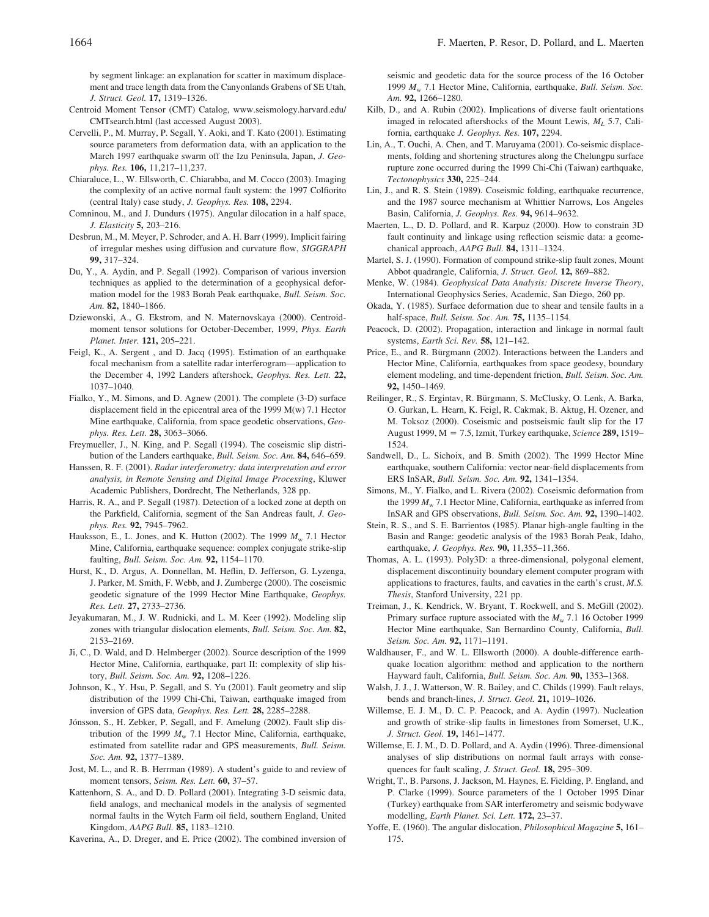by segment linkage: an explanation for scatter in maximum displacement and trace length data from the Canyonlands Grabens of SE Utah, *J. Struct. Geol.* **17,** 1319–1326.

Centroid Moment Tensor (CMT) Catalog, www.seismology.harvard.edu/CMTsearch.html (last accessed August 2003).

Cervelli, P., M. Murray, P. Segall, Y. Aoki, and T. Kato (2001). Estimating source parameters from deformation data, with an application to the March 1997 earthquake swarm off the Izu Peninsula, Japan, *J. Geophys. Res.* **106,** 11,217–11,237.

Chiaraluce, L., W. Ellsworth, C. Chiarabba, and M. Cocco (2003). Imaging the complexity of an active normal fault system: the 1997 Colfiorito (central Italy) case study, *J. Geophys. Res.* **108,** 2294.

Comninou, M., and J. Dundurs (1975). Angular dilocation in a half space, *J. Elasticity* **5,** 203–216.

Desbrun, M., M. Meyer, P. Schroder, and A. H. Barr (1999). Implicit fairing of irregular meshes using diffusion and curvature flow, *SIGGRAPH* **99,** 317–324.

Du, Y., A. Aydin, and P. Segall (1992). Comparison of various inversion techniques as applied to the determination of a geophysical deformation model for the 1983 Borah Peak earthquake, *Bull. Seism. Soc. Am.* **82,** 1840–1866.

Dziewonski, A., G. Ekstrom, and N. Maternovskaya (2000). Centroid-moment tensor solutions for October-December, 1999, *Phys. Earth Planet. Inter.* **121,** 205–221.

Feigl, K., A. Sergent , and D. Jacq (1995). Estimation of an earthquake focal mechanism from a satellite radar interferogram—application to the December 4, 1992 Landers aftershock, *Geophys. Res. Lett.* **22,** 1037–1040.

Fialko, Y., M. Simons, and D. Agnew (2001). The complete (3-D) surface displacement field in the epicentral area of the 1999 M(w) 7.1 Hector Mine earthquake, California, from space geodetic observations, *Geophys. Res. Lett.* **28,** 3063–3066.

Freymueller, J., N. King, and P. Segall (1994). The coseismic slip distribution of the Landers earthquake, *Bull. Seism. Soc. Am.* **84,** 646–659.

Hanssen, R. F. (2001). *Radar interferometry: data interpretation and error analysis, in Remote Sensing and Digital Image Processing*, Kluwer Academic Publishers, Dordrecht, The Netherlands, 328 pp.

Harris, R. A., and P. Segall (1987). Detection of a locked zone at depth on the Parkfield, California, segment of the San Andreas fault, *J. Geophys. Res.* **92,** 7945–7962.

Hauksson, E., L. Jones, and K. Hutton (2002). The 1999 $M_w$ 7.1 Hector Mine, California, earthquake sequence: complex conjugate strike-slip faulting, *Bull. Seism. Soc. Am.* **92,** 1154–1170.

Hurst, K., D. Argus, A. Donnellan, M. Heflin, D. Jefferson, G. Lyzenga, J. Parker, M. Smith, F. Webb, and J. Zumberge (2000). The coseismic geodetic signature of the 1999 Hector Mine Earthquake, *Geophys. Res. Lett.* **27,** 2733–2736.

Jeyakumaran, M., J. W. Rudnicki, and L. M. Keer (1992). Modeling slip zones with triangular dislocation elements, *Bull. Seism. Soc. Am.* **82,** 2153–2169.

Ji, C., D. Wald, and D. Helmberger (2002). Source description of the 1999 Hector Mine, California, earthquake, part II: complexity of slip history, *Bull. Seism. Soc. Am.* **92,** 1208–1226.

Johnson, K., Y. Hsu, P. Segall, and S. Yu (2001). Fault geometry and slip distribution of the 1999 Chi-Chi, Taiwan, earthquake imaged from inversion of GPS data, *Geophys. Res. Lett.* **28,** 2285–2288.

Jónsson, S., H. Zebker, P. Segall, and F. Amelung (2002). Fault slip distribution of the 1999 $M_w$ 7.1 Hector Mine, California, earthquake, estimated from satellite radar and GPS measurements, *Bull. Seism. Soc. Am.* **92,** 1377–1389.

Jost, M. L., and R. B. Herrman (1989). A student's guide to and review of moment tensors, *Seism. Res. Lett.* **60,** 37–57.

Kattenhorn, S. A., and D. D. Pollard (2001). Integrating 3-D seismic data, field analogs, and mechanical models in the analysis of segmented normal faults in the Wytch Farm oil field, southern England, United Kingdom, *AAPG Bull.* **85,** 1183–1210.

Kaverina, A., D. Dreger, and E. Price (2002). The combined inversion of seismic and geodetic data for the source process of the 16 October 1999 $M_w$ 7.1 Hector Mine, California, earthquake, *Bull. Seism. Soc. Am.* **92,** 1266–1280.

Kilb, D., and A. Rubin (2002). Implications of diverse fault orientations imaged in relocated aftershocks of the Mount Lewis, $M_L$ 5.7, California, earthquake *J. Geophys. Res.* **107,** 2294.

Lin, A., T. Ouchi, A. Chen, and T. Maruyama (2001). Co-seismic displacements, folding and shortening structures along the Chelungpu surface rupture zone occurred during the 1999 Chi-Chi (Taiwan) earthquake, *Tectonophysics* **330,** 225–244.

Lin, J., and R. S. Stein (1989). Coseismic folding, earthquake recurrence, and the 1987 source mechanism at Whittier Narrows, Los Angeles Basin, California, *J. Geophys. Res.* **94,** 9614–9632.

Maerten, L., D. D. Pollard, and R. Karpuz (2000). How to constrain 3D fault continuity and linkage using reflection seismic data: a geomechanical approach, *AAPG Bull.* **84,** 1311–1324.

Martel, S. J. (1990). Formation of compound strike-slip fault zones, Mount Abbot quadrangle, California, *J. Struct. Geol.* **12,** 869–882.

Menke, W. (1984). *Geophysical Data Analysis: Discrete Inverse Theory*, International Geophysics Series, Academic, San Diego, 260 pp.

Okada, Y. (1985). Surface deformation due to shear and tensile faults in a half-space, *Bull. Seism. Soc. Am.* **75,** 1135–1154.

Peacock, D. (2002). Propagation, interaction and linkage in normal fault systems, *Earth Sci. Rev.* **58,** 121–142.

Price, E., and R. Bürgmann (2002). Interactions between the Landers and Hector Mine, California, earthquakes from space geodesy, boundary element modeling, and time-dependent friction, *Bull. Seism. Soc. Am.* **92,** 1450–1469.

Reilinger, R., S. Ergintav, R. Bürgmann, S. McClusky, O. Lenk, A. Barka, O. Gurkan, L. Hearn, K. Feigl, R. Cakmak, B. Aktug, H. Ozener, and M. Toksoz (2000). Coseismic and postseismic fault slip for the 17 August 1999, M = 7.5, Izmit, Turkey earthquake, *Science* **289,** 1519–1524.

Sandwell, D., L. Sichoix, and B. Smith (2002). The 1999 Hector Mine earthquake, southern California: vector near-field displacements from ERS InSAR, *Bull. Seism. Soc. Am.* **92,** 1341–1354.

Simons, M., Y. Fialko, and L. Rivera (2002). Coseismic deformation from the 1999 $M_w$ 7.1 Hector Mine, California, earthquake as inferred from InSAR and GPS observations, *Bull. Seism. Soc. Am.* **92,** 1390–1402.

Stein, R. S., and S. E. Barrientos (1985). Planar high-angle faulting in the Basin and Range: geodetic analysis of the 1983 Borah Peak, Idaho, earthquake, *J. Geophys. Res.* **90,** 11,355–11,366.

Thomas, A. L. (1993). Poly3D: a three-dimensional, polygonal element, displacement discontinuity boundary element computer program with applications to fractures, faults, and cavaties in the earth's crust, *M.S. Thesis*, Stanford University, 221 pp.

Treiman, J., K. Kendrick, W. Bryant, T. Rockwell, and S. McGill (2002). Primary surface rupture associated with the $M_w$ 7.1 16 October 1999 Hector Mine earthquake, San Bernardino County, California, *Bull. Seism. Soc. Am.* **92,** 1171–1191.

Waldhauser, F., and W. L. Ellsworth (2000). A double-difference earthquake location algorithm: method and application to the northern Hayward fault, California, *Bull. Seism. Soc. Am.* **90,** 1353–1368.

Walsh, J. J., J. Watterson, W. R. Bailey, and C. Childs (1999). Fault relays, bends and branch-lines, *J. Struct. Geol.* **21,** 1019–1026.

Willemse, E. J. M., D. C. P. Peacock, and A. Aydin (1997). Nucleation and growth of strike-slip faults in limestones from Somerset, U.K., *J. Struct. Geol.* **19,** 1461–1477.

Willemse, E. J. M., D. D. Pollard, and A. Aydin (1996). Three-dimensional analyses of slip distributions on normal fault arrays with consequences for fault scaling, *J. Struct. Geol.* **18,** 295–309.

Wright, T., B. Parsons, J. Jackson, M. Haynes, E. Fielding, P. England, and P. Clarke (1999). Source parameters of the 1 October 1995 Dinar (Turkey) earthquake from SAR interferometry and seismic bodywave modelling, *Earth Planet. Sci. Lett.* **172,** 23–37.

Yoffe, E. (1960). The angular dislocation, *Philosophical Magazine* **5,** 161–175.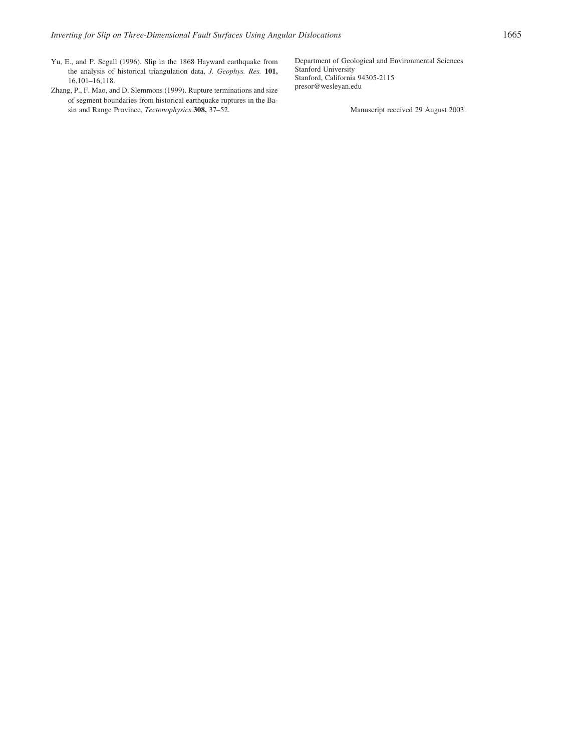Yu, E., and P. Segall (1996). Slip in the 1868 Hayward earthquake from the analysis of historical triangulation data, *J. Geophys. Res.* **101,** 16,101–16,118.

Zhang, P., F. Mao, and D. Slemmons (1999). Rupture terminations and size of segment boundaries from historical earthquake ruptures in the Basin and Range Province, *Tectonophysics* **308,** 37–52.

Department of Geological and Environmental Sciences
Stanford University
Stanford, California 94305-2115
presor@wesleyan.edu

Manuscript received 29 August 2003.